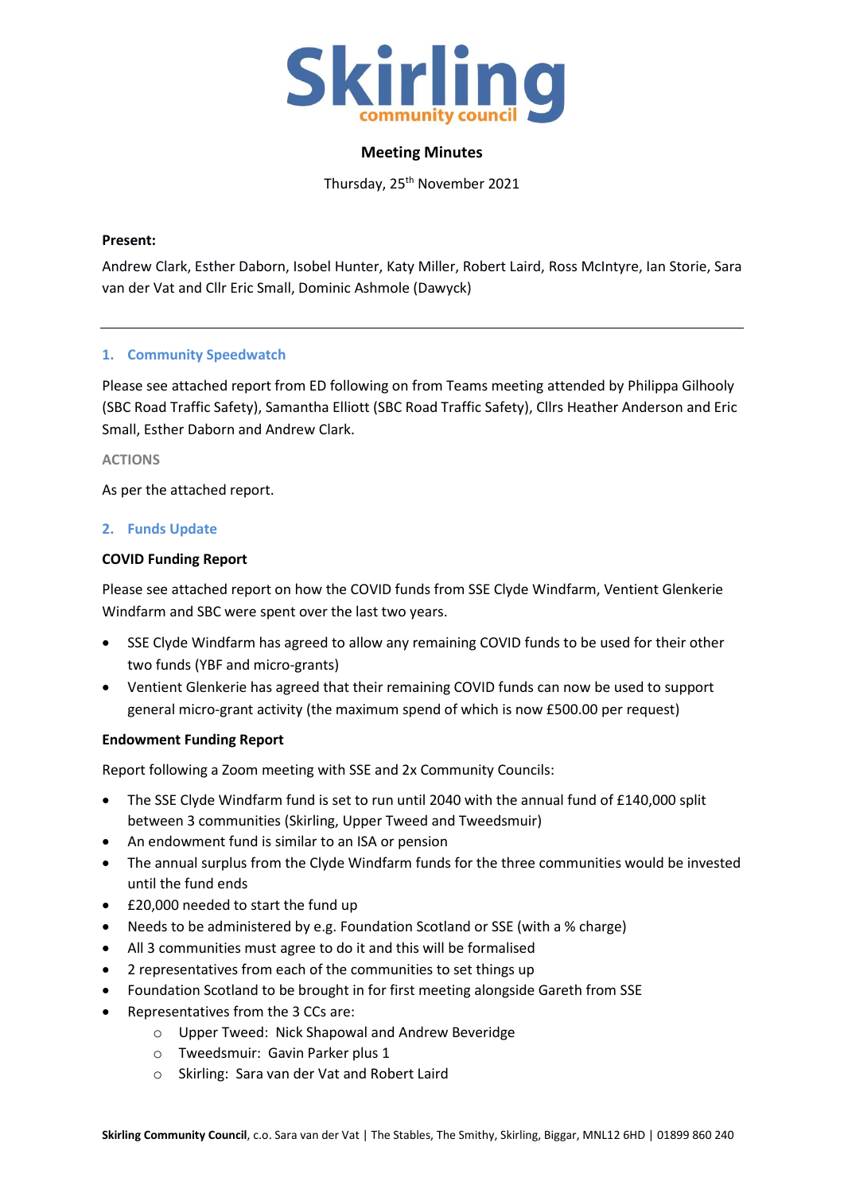# Skirling
community council

**Meeting Minutes**

Thursday, 25th November 2021

**Present:**

Andrew Clark, Esther Daborn, Isobel Hunter, Katy Miller, Robert Laird, Ross McIntyre, Ian Storie, Sara van der Vat and Cllr Eric Small, Dominic Ashmole (Dawyck)

---

## 1. Community Speedwatch

Please see attached report from ED following on from Teams meeting attended by Philippa Gilhooly (SBC Road Traffic Safety), Samantha Elliott (SBC Road Traffic Safety), Cllrs Heather Anderson and Eric Small, Esther Daborn and Andrew Clark.

ACTIONS

As per the attached report.

## 2. Funds Update

**COVID Funding Report**

Please see attached report on how the COVID funds from SSE Clyde Windfarm, Ventient Glenkerie Windfarm and SBC were spent over the last two years.

- SSE Clyde Windfarm has agreed to allow any remaining COVID funds to be used for their other two funds (YBF and micro-grants)
- Ventient Glenkerie has agreed that their remaining COVID funds can now be used to support general micro-grant activity (the maximum spend of which is now £500.00 per request)

**Endowment Funding Report**

Report following a Zoom meeting with SSE and 2x Community Councils:

- The SSE Clyde Windfarm fund is set to run until 2040 with the annual fund of £140,000 split between 3 communities (Skirling, Upper Tweed and Tweedsmuir)
- An endowment fund is similar to an ISA or pension
- The annual surplus from the Clyde Windfarm funds for the three communities would be invested until the fund ends
- £20,000 needed to start the fund up
- Needs to be administered by e.g. Foundation Scotland or SSE (with a % charge)
- All 3 communities must agree to do it and this will be formalised
- 2 representatives from each of the communities to set things up
- Foundation Scotland to be brought in for first meeting alongside Gareth from SSE
- Representatives from the 3 CCs are:
  - Upper Tweed: Nick Shapowal and Andrew Beveridge
  - Tweedsmuir: Gavin Parker plus 1
  - Skirling: Sara van der Vat and Robert Laird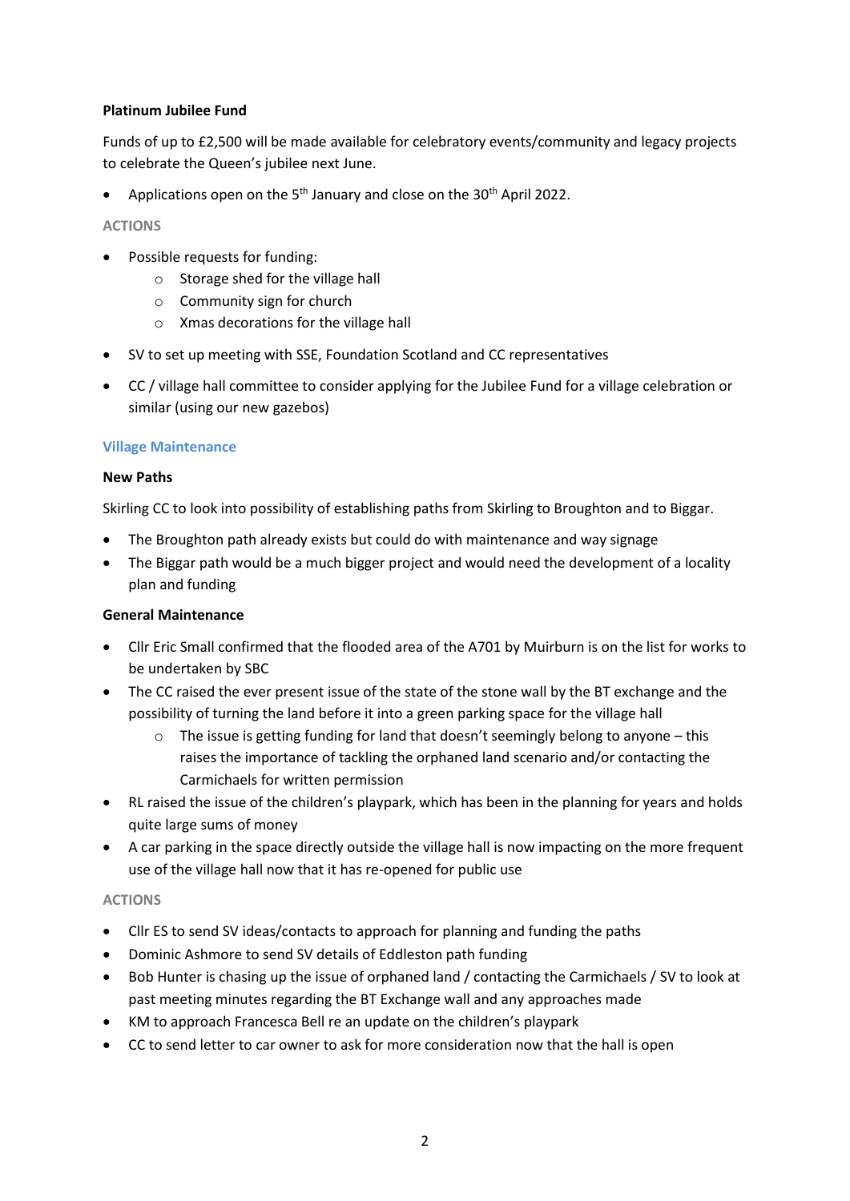**Platinum Jubilee Fund**

Funds of up to £2,500 will be made available for celebratory events/community and legacy projects to celebrate the Queen's jubilee next June.

- Applications open on the 5th January and close on the 30th April 2022.

ACTIONS

- Possible requests for funding:
    - Storage shed for the village hall
    - Community sign for church
    - Xmas decorations for the village hall
- SV to set up meeting with SSE, Foundation Scotland and CC representatives
- CC / village hall committee to consider applying for the Jubilee Fund for a village celebration or similar (using our new gazebos)

## Village Maintenance

**New Paths**

Skirling CC to look into possibility of establishing paths from Skirling to Broughton and to Biggar.

- The Broughton path already exists but could do with maintenance and way signage
- The Biggar path would be a much bigger project and would need the development of a locality plan and funding

**General Maintenance**

- Cllr Eric Small confirmed that the flooded area of the A701 by Muirburn is on the list for works to be undertaken by SBC
- The CC raised the ever present issue of the state of the stone wall by the BT exchange and the possibility of turning the land before it into a green parking space for the village hall
    - The issue is getting funding for land that doesn't seemingly belong to anyone – this raises the importance of tackling the orphaned land scenario and/or contacting the Carmichaels for written permission
- RL raised the issue of the children's playpark, which has been in the planning for years and holds quite large sums of money
- A car parking in the space directly outside the village hall is now impacting on the more frequent use of the village hall now that it has re-opened for public use

ACTIONS

- Cllr ES to send SV ideas/contacts to approach for planning and funding the paths
- Dominic Ashmore to send SV details of Eddleston path funding
- Bob Hunter is chasing up the issue of orphaned land / contacting the Carmichaels / SV to look at past meeting minutes regarding the BT Exchange wall and any approaches made
- KM to approach Francesca Bell re an update on the children's playpark
- CC to send letter to car owner to ask for more consideration now that the hall is open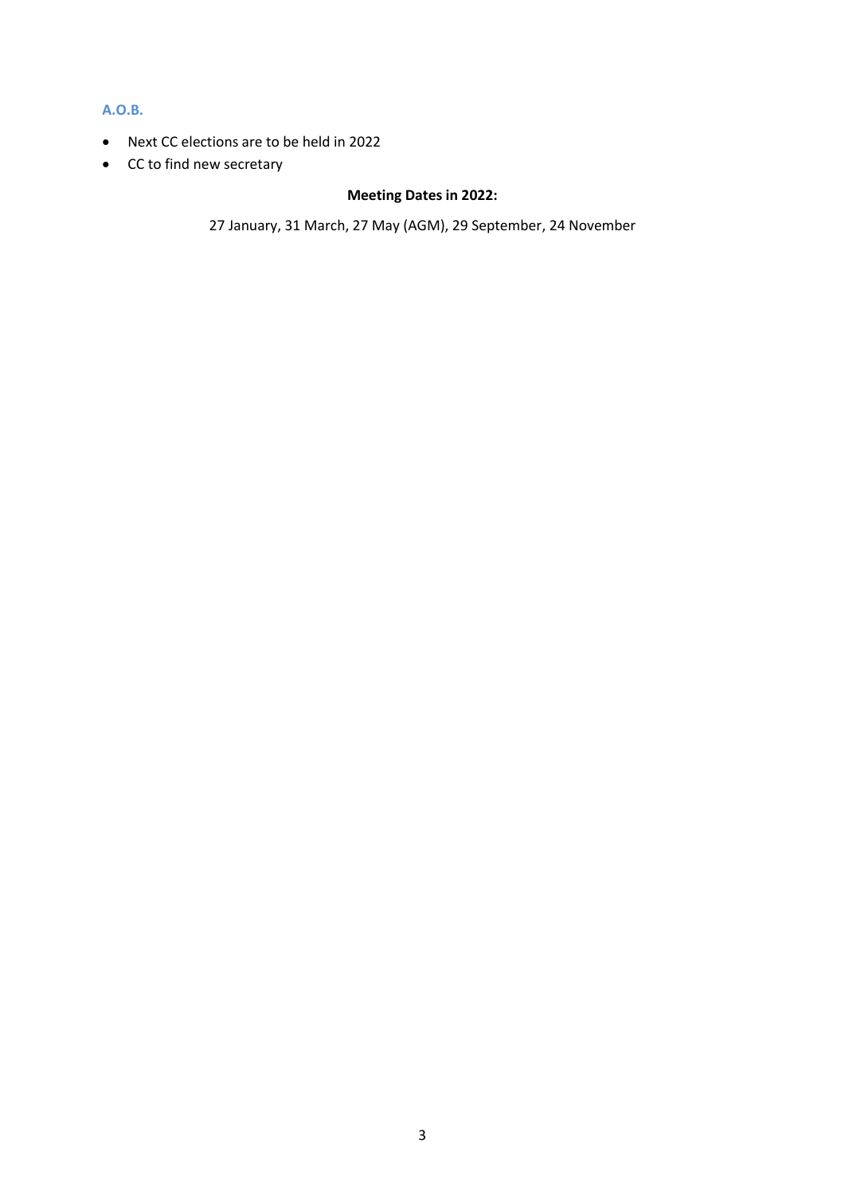### A.O.B.

- Next CC elections are to be held in 2022
- CC to find new secretary

**Meeting Dates in 2022:**

27 January, 31 March, 27 May (AGM), 29 September, 24 November